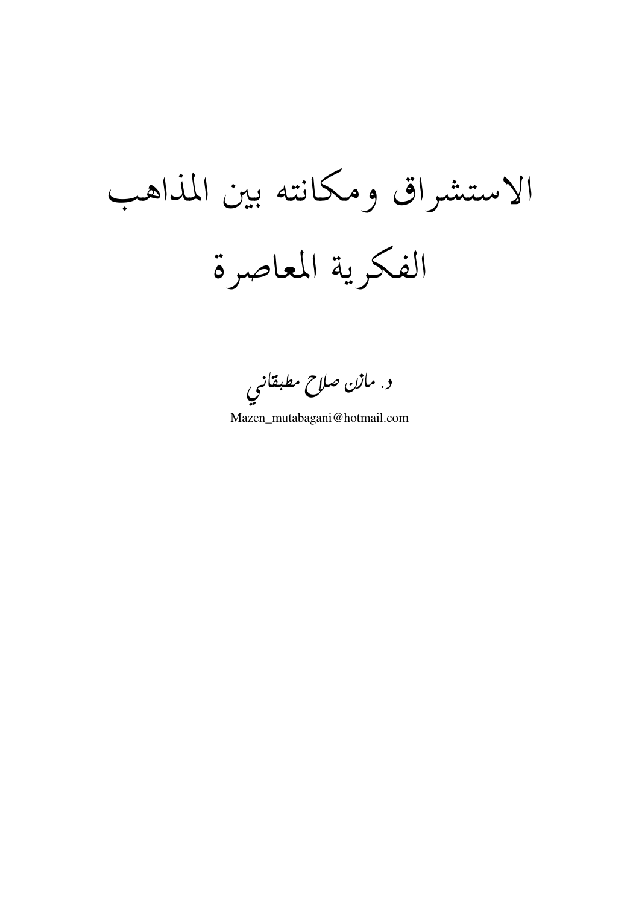# الاستشراق ومكانته بين المذاهب الفكرية المعاصرة

د. مازن صلاح مطبقاني

Mazen_mutabagani@hotmail.com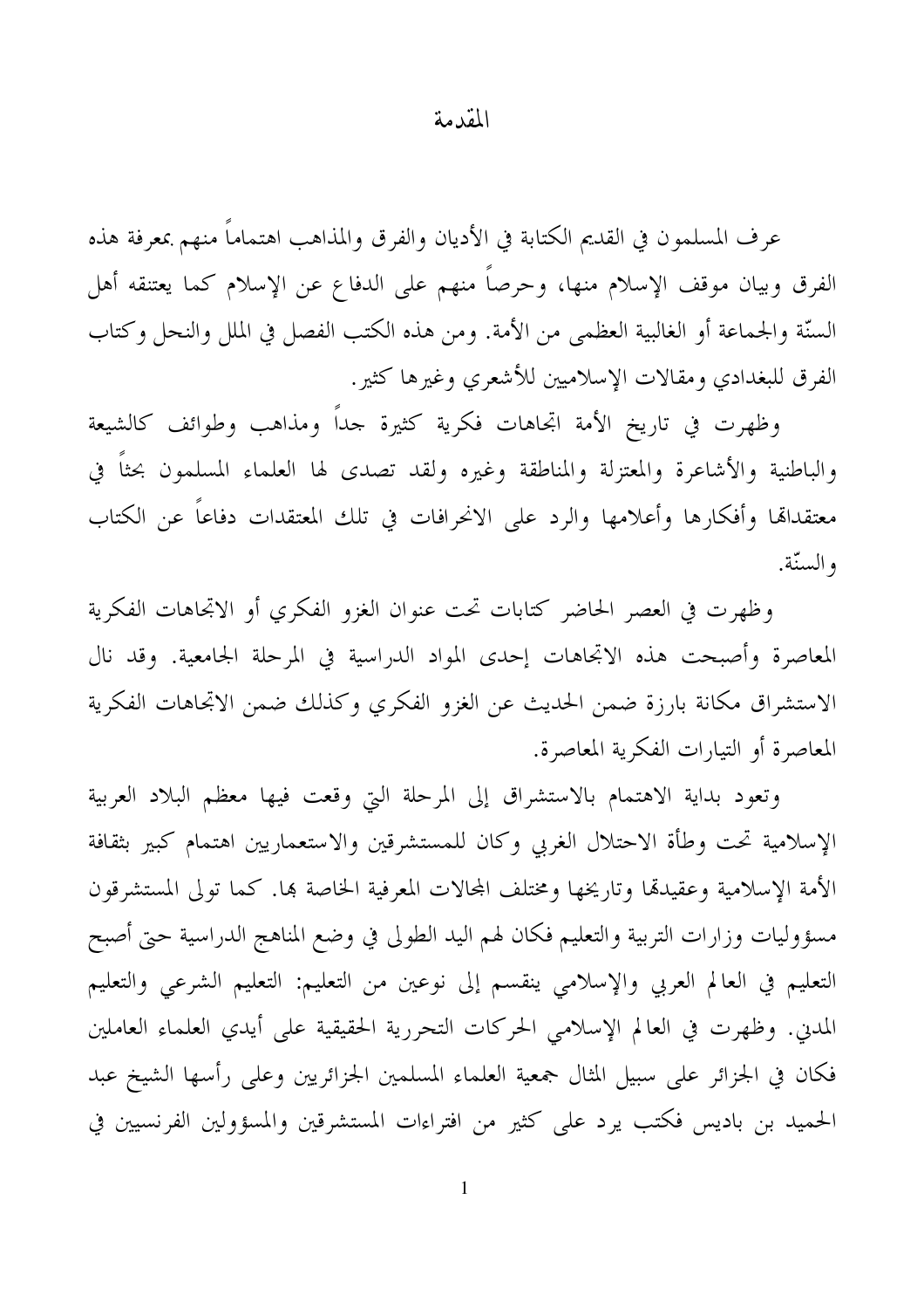## المقدمة

عرف المسلمون في القديم الكتابة في الأديان والفرق والمذاهب اهتماماً منهم بمعرفة هذه الفرق وبيان موقف الإسلام منها، وحرصاً منهم على الدفاع عن الإسلام كما يعتنقه أهل السنّة والجماعة أو الغالبية العظمى من الأمة. ومن هذه الكتب الفصل في الملل والنحل وكتاب الفرق للبغدادي ومقالات الإسلاميين للأشعري وغيرها كثير.

وظهرت في تاريخ الأمة اتجاهات فكرية كثيرة جداً ومذاهب وطوائف كالشيعة والباطنية والأشاعرة والمعتزلة والمناطقة وغيره ولقد تصدى لها العلماء المسلمون بحثاً في معتقداتها وأفكارها وأعلامها والرد على الانحرافات في تلك المعتقدات دفاعاً عن الكتاب والسنّة.

وظهرت في العصر الحاضر كتابات تحت عنوان الغزو الفكري أو الاتجاهات الفكرية المعاصرة وأصبحت هذه الاتجاهات إحدى المواد الدراسية في المرحلة الجامعية. وقد نال الاستشراق مكانة بارزة ضمن الحديث عن الغزو الفكري وكذلك ضمن الاتجاهات الفكرية المعاصرة أو التيارات الفكرية المعاصرة.

وتعود بداية الاهتمام بالاستشراق إلى المرحلة التي وقعت فيها معظم البلاد العربية الإسلامية تحت وطأة الاحتلال الغربي وكان للمستشرقين والاستعماريين اهتمام كبير بثقافة الأمة الإسلامية وعقيدتها وتاريخها ومختلف المجالات المعرفية الخاصة بها. كما تولى المستشرقون مسؤوليات وزارات التربية والتعليم فكان لهم اليد الطولى في وضع المناهج الدراسية حتى أصبح التعليم في العالم العربي والإسلامي ينقسم إلى نوعين من التعليم: التعليم الشرعي والتعليم المدني. وظهرت في العالم الإسلامي الحركات التحررية الحقيقية على أيدي العلماء العاملين فكان في الجزائر على سبيل المثال جمعية العلماء المسلمين الجزائريين وعلى رأسها الشيخ عبد الحميد بن باديس فكتب يرد على كثير من افتراءات المستشرقين والمسؤولين الفرنسيين في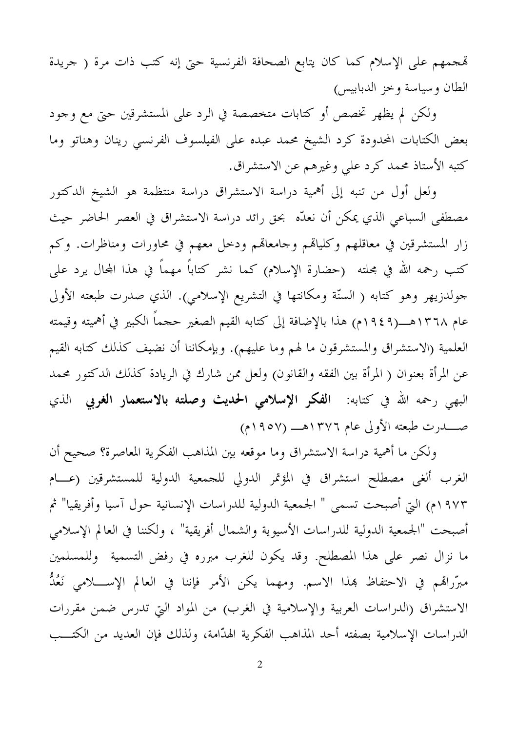تهجمهم على الإسلام كما كان يتابع الصحافة الفرنسية حتى إنه كتب ذات مرة ( جريدة الطان وسياسة وخز الدبابيس)

ولكن لم يظهر تخصص أو كتابات متخصصة في الرد على المستشرقين حتى مع وجود بعض الكتابات المحدودة كرد الشيخ محمد عبده على الفيلسوف الفرنسي رينان وهناتو وما كتبه الأستاذ محمد كرد علي وغيرهم عن الاستشراق.

ولعل أول من تنبه إلى أهمية دراسة الاستشراق دراسة منتظمة هو الشيخ الدكتور مصطفى السباعي الذي يمكن أن نعدّه بحق رائد دراسة الاستشراق في العصر الحاضر حيث زار المستشرقين في معاقلهم وكلياتهم وجامعاتهم ودخل معهم في محاورات ومناظرات. وكم كتب رحمه الله في مجلته (حضارة الإسلام) كما نشر كتاباً مهماً في هذا المجال يرد على جولدزيهر وهو كتابه ( السنّة ومكانتها في التشريع الإسلامي). الذي صدرت طبعته الأولى عام ١٣٦٨هـ(١٩٤٩م) هذا بالإضافة إلى كتابه القيم الصغير حجماً الكبير في أهميته وقيمته العلمية (الاستشراق والمستشرقون ما لهم وما عليهم). وبإمكاننا أن نضيف كذلك كتابه القيم عن المرأة بعنوان ( المرأة بين الفقه والقانون) ولعل ممن شارك في الريادة كذلك الدكتور محمد البهي رحمه الله في كتابه: **الفكر الإسلامي الحديث وصلته بالاستعمار الغربي** الذي صدرت طبعته الأولى عام ١٣٧٦هـ (١٩٥٧م)

ولكن ما أهمية دراسة الاستشراق وما موقعه بين المذاهب الفكرية المعاصرة؟ صحيح أن الغرب ألغى مصطلح استشراق في المؤتمر الدولي للجمعية الدولية للمستشرقين (عام ١٩٧٣م) التي أصبحت تسمى " الجمعية الدولية للدراسات الإنسانية حول آسيا وأفريقيا" ثم أصبحت "الجمعية الدولية للدراسات الأسيوية والشمال أفريقية" ، ولكننا في العالم الإسلامي ما نزال نصر على هذا المصطلح. وقد يكون للغرب مبرره في رفض التسمية وللمسلمين مبرّراتهم في الاحتفاظ بهذا الاسم. ومهما يكن الأمر فإننا في العالم الإسلامي نَعُدُّ الاستشراق (الدراسات العربية والإسلامية في الغرب) من المواد التي تدرس ضمن مقررات الدراسات الإسلامية بصفته أحد المذاهب الفكرية الهدّامة، ولذلك فإن العديد من الكتب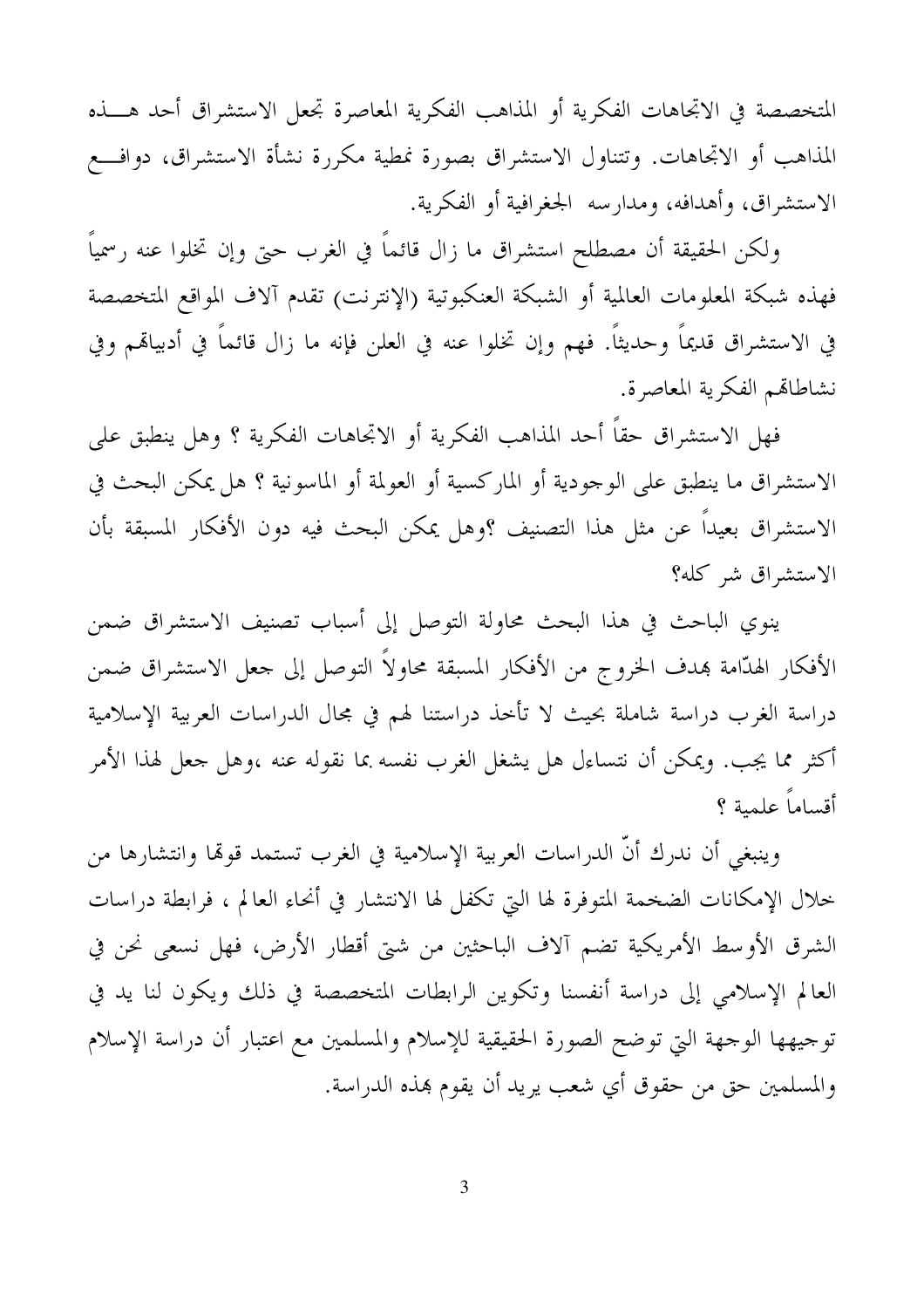المتخصصة في الاتجاهات الفكرية أو المذاهب الفكرية المعاصرة تجعل الاستشراق أحد هـذه المذاهب أو الاتجاهات. وتتناول الاستشراق بصورة نمطية مكررة نشأة الاستشراق، دوافـع الاستشراق، وأهدافه، ومدارسه الجغرافية أو الفكرية.

ولكن الحقيقة أن مصطلح استشراق ما زال قائماً في الغرب حتى وإن تخلوا عنه رسمياً فهذه شبكة المعلومات العالمية أو الشبكة العنكبوتية (الإنترنت) تقدم آلاف المواقع المتخصصة في الاستشراق قديماً وحديثاً. فهم وإن تخلوا عنه في العلن فإنه ما زال قائماً في أدبياتهم وفي نشاطاتهم الفكرية المعاصرة.

فهل الاستشراق حقاً أحد المذاهب الفكرية أو الاتجاهات الفكرية ؟ وهل ينطبق على الاستشراق ما ينطبق على الوجودية أو الماركسية أو العولمة أو الماسونية ؟ هل يمكن البحث في الاستشراق بعيداً عن مثل هذا التصنيف ؟وهل يمكن البحث فيه دون الأفكار المسبقة بأن الاستشراق شر كله؟

ينوي الباحث في هذا البحث محاولة التوصل إلى أسباب تصنيف الاستشراق ضمن الأفكار الهدّامة بهدف الخروج من الأفكار المسبقة محاولاً التوصل إلى جعل الاستشراق ضمن دراسة الغرب دراسة شاملة بحيث لا تأخذ دراستنا لهم في مجال الدراسات العربية الإسلامية أكثر مما يجب. ويمكن أن نتساءل هل يشغل الغرب نفسه بما نقوله عنه ،وهل جعل لهذا الأمر أقساماً علمية ؟

وينبغي أن ندرك أنّ الدراسات العربية الإسلامية في الغرب تستمد قوتها وانتشارها من خلال الإمكانات الضخمة المتوفرة لها التي تكفل لها الانتشار في أنحاء العالم ، فرابطة دراسات الشرق الأوسط الأمريكية تضم آلاف الباحثين من شتى أقطار الأرض، فهل نسعى نحن في العالم الإسلامي إلى دراسة أنفسنا وتكوين الرابطات المتخصصة في ذلك ويكون لنا يد في توجيهها الوجهة التي توضح الصورة الحقيقية للإسلام والمسلمين مع اعتبار أن دراسة الإسلام والمسلمين حق من حقوق أي شعب يريد أن يقوم بهذه الدراسة.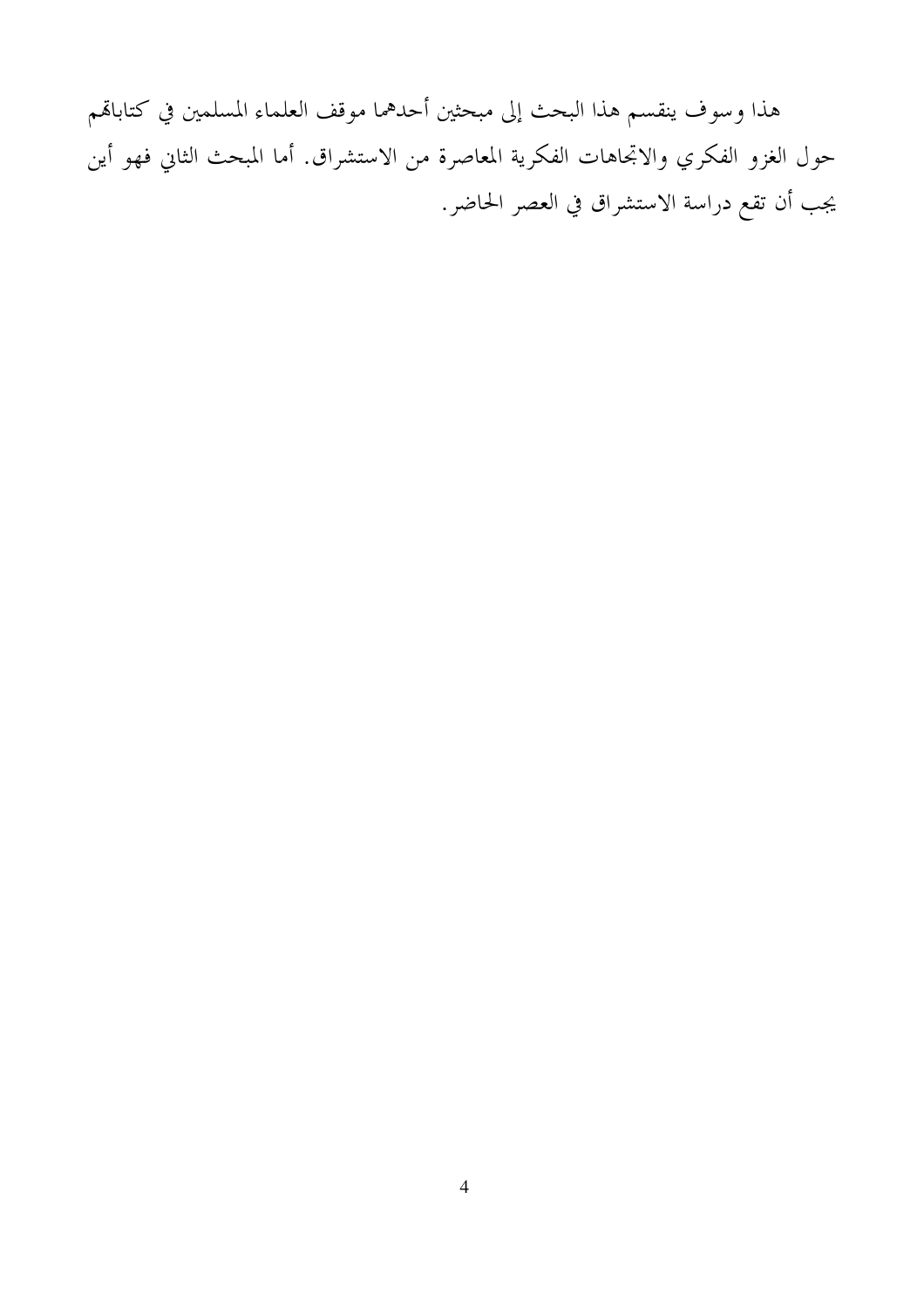هذا وسوف ينقسم هذا البحث إلى مبحثين أحدهما موقف العلماء المسلمين في كتاباتهم حول الغزو الفكري والاتجاهات الفكرية المعاصرة من الاستشراق. أما المبحث الثاني فهو أين يجب أن تقع دراسة الاستشراق في العصر الحاضر.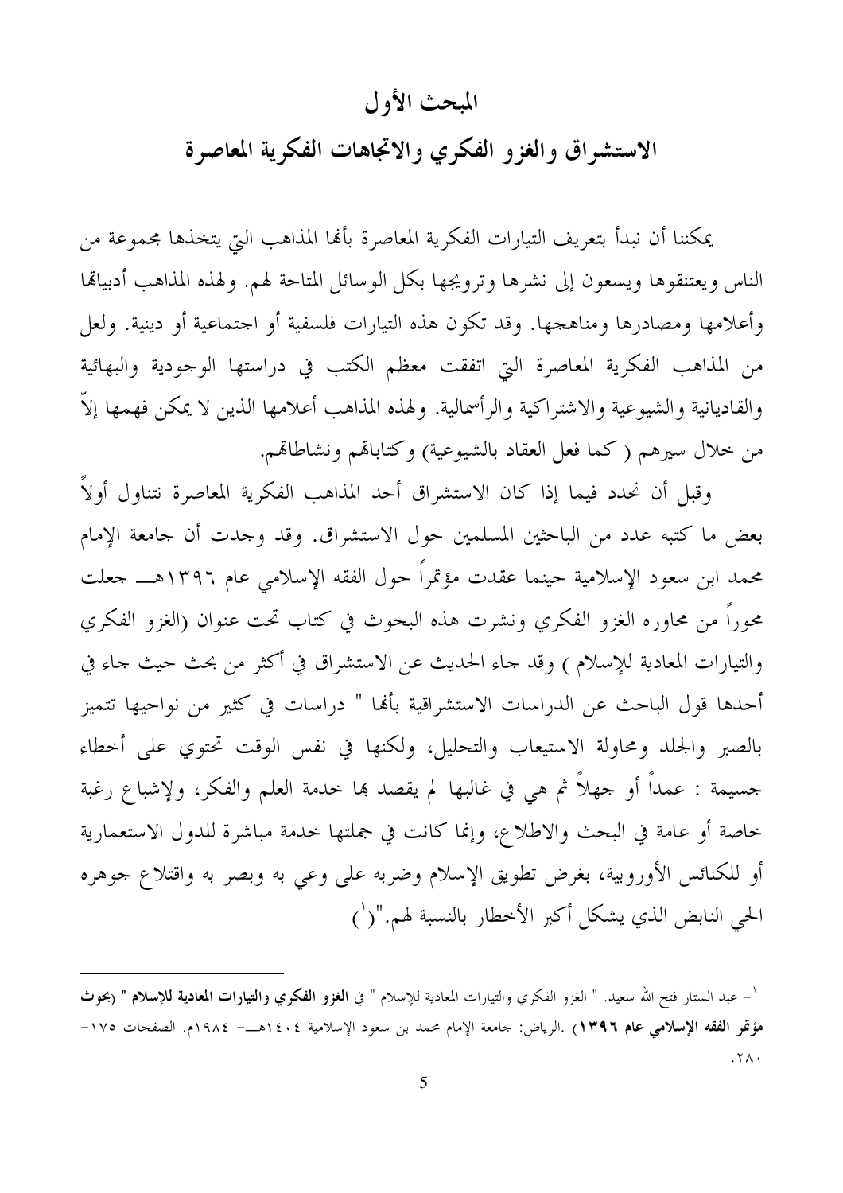## المبحث الأول

## الاستشراق والغزو الفكري والاتجاهات الفكرية المعاصرة

يمكننا أن نبدأ بتعريف التيارات الفكرية المعاصرة بأنها المذاهب التي يتخذها مجموعة من الناس ويعتنقوها ويسعون إلى نشرها وترويجها بكل الوسائل المتاحة لهم. ولهذه المذاهب أدبياتها وأعلامها ومصادرها ومناهجها. وقد تكون هذه التيارات فلسفية أو اجتماعية أو دينية. ولعل من المذاهب الفكرية المعاصرة التي اتفقت معظم الكتب في دراستها الوجودية والبهائية والقاديانية والشيوعية والاشتراكية والرأسمالية. ولهذه المذاهب أعلامها الذين لا يمكن فهمها إلاّ من خلال سيرهم ( كما فعل العقاد بالشيوعية) وكتاباتهم ونشاطاتهم.

وقبل أن نحدد فيما إذا كان الاستشراق أحد المذاهب الفكرية المعاصرة نتناول أولاً بعض ما كتبه عدد من الباحثين المسلمين حول الاستشراق. وقد وجدت أن جامعة الإمام محمد ابن سعود الإسلامية حينما عقدت مؤتمراً حول الفقه الإسلامي عام ١٣٩٦هـ جعلت محوراً من محاوره الغزو الفكري ونشرت هذه البحوث في كتاب تحت عنوان (الغزو الفكري والتيارات المعادية للإسلام ) وقد جاء الحديث عن الاستشراق في أكثر من بحث حيث جاء في أحدها قول الباحث عن الدراسات الاستشراقية بأنها " دراسات في كثير من نواحيها تتميز بالصبر والجلد ومحاولة الاستيعاب والتحليل، ولكنها في نفس الوقت تحتوي على أخطاء جسيمة : عمداً أو جهلاً ثم هي في غالبها لم يقصد بها خدمة العلم والفكر، ولإشباع رغبة خاصة أو عامة في البحث والاطلاع، وإنما كانت في جملتها خدمة مباشرة للدول الاستعمارية أو للكنائس الأوروبية، بغرض تطويق الإسلام وضربه على وعي به وبصر به واقتلاع جوهره الحي النابض الذي يشكل أكبر الأخطار بالنسبة لهم."([1])

---

[1] - عبد الستار فتح الله سعيد. " الغزو الفكري والتيارات المعادية للإسلام " في **الغزو الفكري والتيارات المعادية للإسلام " (بحوث مؤتمر الفقه الإسلامي عام ١٣٩٦)** .الرياض: جامعة الإمام محمد بن سعود الإسلامية ١٤٠٤هـ- ١٩٨٤م. الصفحات ١٧٥-٢٨٠.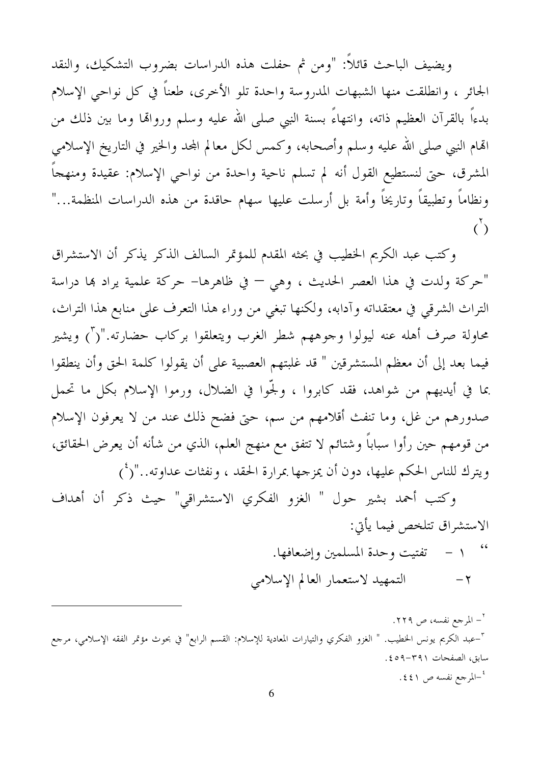ويضيف الباحث قائلاً: "ومن ثم حفلت هذه الدراسات بضروب التشكيك، والنقد الجائر ، وانطلقت منها الشبهات المدروسة واحدة تلو الأخرى، طعناً في كل نواحي الإسلام بدءاً بالقرآن العظيم ذاته، وانتهاءً بسنة النبي صلى الله عليه وسلم ورواتها وما بين ذلك من اتهام النبي صلى الله عليه وسلم وأصحابه، وكمس لكل معالم المجد والخير في التاريخ الإسلامي المشرق، حتى لنستطيع القول أنه لم تسلم ناحية واحدة من نواحي الإسلام: عقيدة ومنهجاً ونظاماً وتطبيقاً وتاريخاً وأمة بل أرسلت عليها سهام حاقدة من هذه الدراسات المنظمة..." [2]

وكتب عبد الكريم الخطيب في بحثه المقدم للمؤتمر السالف الذكر يذكر أن الاستشراق "حركة ولدت في هذا العصر الحديث ، وهي – في ظاهرها- حركة علمية يراد بها دراسة التراث الشرقي في معتقداته وآدابه، ولكنها تبغي من وراء هذا التعرف على منابع هذا التراث، محاولة صرف أهله عنه ليولوا وجوههم شطر الغرب ويتعلقوا بركاب حضارته."[3] ويشير فيما بعد إلى أن معظم المستشرقين " قد غلبتهم العصبية على أن يقولوا كلمة الحق وأن ينطقوا بما في أيديهم من شواهد، فقد كابروا ، ولجّوا في الضلال، ورموا الإسلام بكل ما تحمل صدورهم من غل، وما تنفث أقلامهم من سم، حتى فضح ذلك عند من لا يعرفون الإسلام من قومهم حين رأوا سباباً وشتائم لا تتفق مع منهج العلم، الذي من شأنه أن يعرض الحقائق، ويترك للناس الحكم عليها، دون أن يمزجها بمرارة الحقد ، ونفثات عداوته.."[4]

وكتب أحمد بشير حول " الغزو الفكري الاستشراقي" حيث ذكر أن أهداف الاستشراق تتلخص فيما يأتي:

"١ – تفتيت وحدة المسلمين وإضعافها.

٢- التمهيد لاستعمار العالم الإسلامي

---

[2] - المرجع نفسه، ص ٢٢٩.

[3] -عبد الكريم يونس الخطيب. " الغزو الفكري والتيارات المعادية للإسلام: القسم الرابع" في بحوث مؤتمر الفقه الإسلامي، مرجع سابق، الصفحات ٣٩١-٤٥٩.

[4] -المرجع نفسه ص ٤٤١.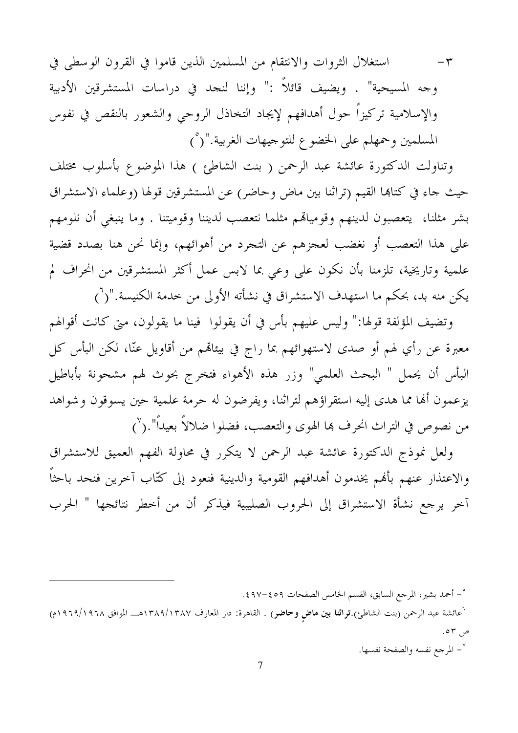٣- استغلال الثروات والانتقام من المسلمين الذين قاموا في القرون الوسطى في وجه المسيحية" . ويضيف قائلاً :" وإننا لنجد في دراسات المستشرقين الأدبية والإسلامية تركيزاً حول أهدافهم لإيجاد التخاذل الروحي والشعور بالنقص في نفوس المسلمين وحملهم على الخضوع للتوجيهات الغربية."([٥])

وتناولت الدكتورة عائشة عبد الرحمن ( بنت الشاطئ ) هذا الموضوع بأسلوب مختلف حيث جاء في كتابها القيم (تراثنا بين ماض وحاضر) عن المستشرقين قولها (وعلماء الاستشراق بشر مثلنا، يتعصبون لدينهم وقومياتهم مثلما نتعصب لديننا وقوميتنا . وما ينبغي أن نلومهم على هذا التعصب أو نغضب لعجزهم عن التجرد من أهوائهم، وإنما نحن هنا بصدد قضية علمية وتاريخية، تلزمنا بأن نكون على وعي بما لابس عمل أكثر المستشرقين من انحراف لم يكن منه بد، بحكم ما استهدف الاستشراق في نشأته الأولى من خدمة الكنيسة."([٦])

وتضيف المؤلفة قولها:" وليس عليهم بأس في أن يقولوا فينا ما يقولون، متى كانت أقوالهم معبرة عن رأي لهم أو صدى لاستهوائهم بما راج في بيئاتهم من أقاويل عنّا، لكن البأس كل البأس أن يحمل " البحث العلمي" وزر هذه الأهواء فتخرج بحوث لهم مشحونة بأباطيل يزعمون أنها مما هدى إليه استقراؤهم لتراثنا، ويفرضون له حرمة علمية حين يسوقون وشواهد من نصوص في التراث انحرف بها الهوى والتعصب، فضلوا ضلالاً بعيداً".([٧])

ولعل نموذج الدكتورة عائشة عبد الرحمن لا يتكرر في محاولة الفهم العميق للاستشراق والاعتذار عنهم بأنهم يخدمون أهدافهم القومية والدينية فنعود إلى كتّاب آخرين فنجد باحثاً آخر يرجع نشأة الاستشراق إلى الحروب الصليبية فيذكر أن من أخطر نتائجها " الحرب

---

[٥]- أحمد بشير، المرجع السابق، القسم الخامس الصفحات ٤٥٩-٤٩٧.

[٦]عائشة عبد الرحمن (بنت الشاطئ).**تراثنا بين ماضٍ وحاضر** . القاهرة: دار المعارف ١٣٨٧/١٣٨٩هـ الموافق ١٩٦٨/١٩٦٩م) ص ٥٣.

[٧]- المرجع نفسه والصفحة نفسها.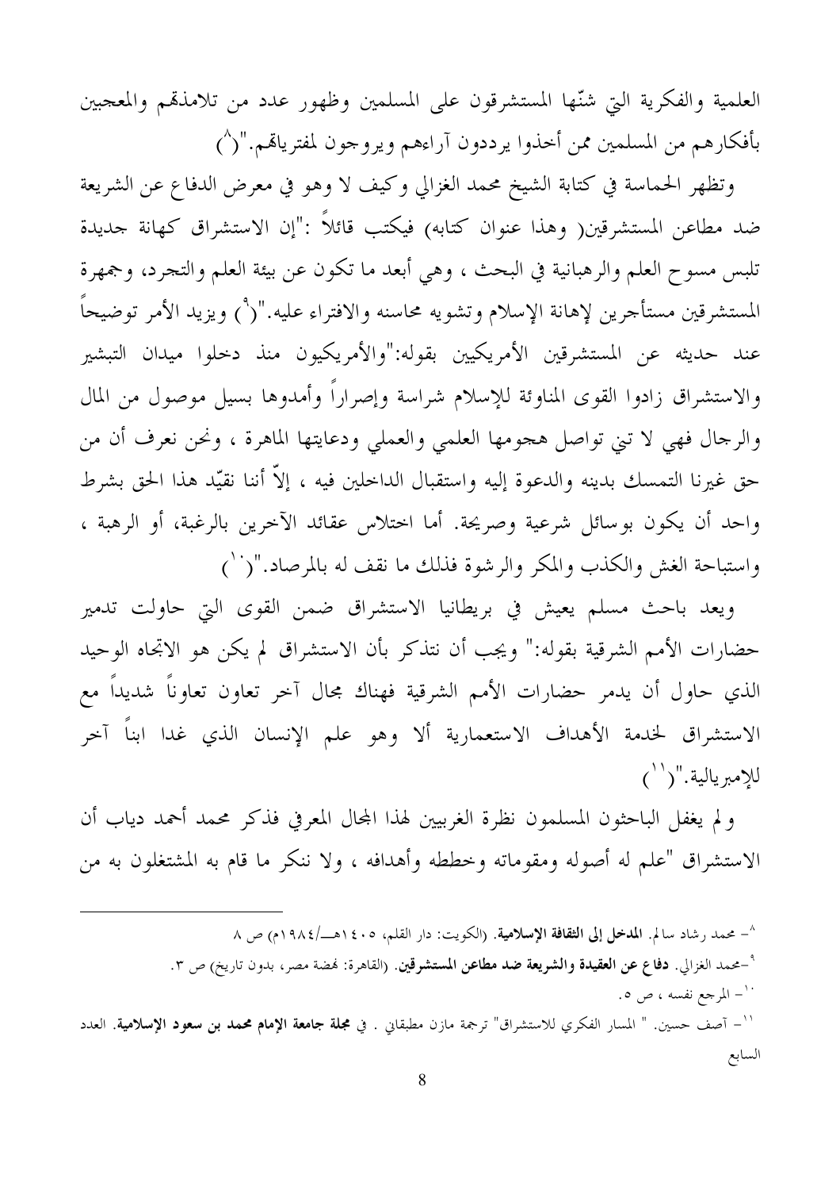العلمية والفكرية التي شنّها المستشرقون على المسلمين وظهور عدد من تلامذتهم والمعجبين بأفكارهم من المسلمين ممن أخذوا يرددون آراءهم ويروجون لمفترياتهم."([8])

وتظهر الحماسة في كتابة الشيخ محمد الغزالي وكيف لا وهو في معرض الدفاع عن الشريعة ضد مطاعن المستشرقين( وهذا عنوان كتابه) فيكتب قائلاً :"إن الاستشراق كهانة جديدة تلبس مسوح العلم والرهبانية في البحث ، وهي أبعد ما تكون عن بيئة العلم والتجرد، وجمهرة المستشرقين مستأجرين لإهانة الإسلام وتشويه محاسنه والافتراء عليه."([9]) ويزيد الأمر توضيحاً عند حديثه عن المستشرقين الأمريكيين بقوله:"والأمريكيون منذ دخلوا ميدان التبشير والاستشراق زادوا القوى المناوئة للإسلام شراسة وإصراراً وأمدوها بسيل موصول من المال والرجال فهي لا تني تواصل هجومها العلمي والعملي ودعايتها الماهرة ، ونحن نعرف أن من حق غيرنا التمسك بدينه والدعوة إليه واستقبال الداخلين فيه ، إلاّ أننا نقيّد هذا الحق بشرط واحد أن يكون بوسائل شرعية وصريحة. أما اختلاس عقائد الآخرين بالرغبة، أو الرهبة ، واستباحة الغش والكذب والمكر والرشوة فذلك ما نقف له بالمرصاد."([10])

ويعد باحث مسلم يعيش في بريطانيا الاستشراق ضمن القوى التي حاولت تدمير حضارات الأمم الشرقية بقوله:" ويجب أن نتذكر بأن الاستشراق لم يكن هو الاتجاه الوحيد الذي حاول أن يدمر حضارات الأمم الشرقية فهناك مجال آخر تعاون تعاوناً شديداً مع الاستشراق لخدمة الأهداف الاستعمارية ألا وهو علم الإنسان الذي غدا ابناً آخر للإمبريالية."([11])

و لم يغفل الباحثون المسلمون نظرة الغربيين لهذا المجال المعرفي فذكر محمد أحمد دياب أن الاستشراق "علم له أصوله ومقوماته وخططه وأهدافه ، ولا ننكر ما قام به المشتغلون به من

---

[8]- محمد رشاد سالم. **المدخل إلى الثقافة الإسلامية**. (الكويت: دار القلم، ١٤٠٥هـ/١٩٨٤م) ص ٨

[9]-محمد الغزالي. **دفاع عن العقيدة والشريعة ضد مطاعن المستشرقين**. (القاهرة: نهضة مصر، بدون تاريخ) ص ٣.

[10]- المرجع نفسه ، ص ٥.

[11]- آصف حسين. " المسار الفكري للاستشراق" ترجمة مازن مطبقاني . في **مجلة جامعة الإمام محمد بن سعود الإسلامية**. العدد السابع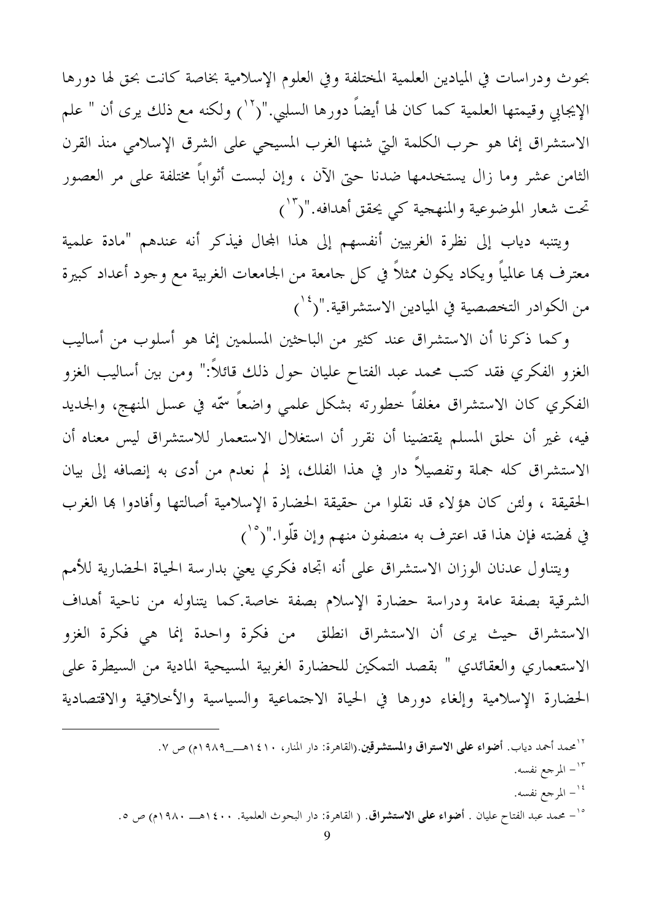بحوث ودراسات في الميادين العلمية المختلفة وفي العلوم الإسلامية بخاصة كانت بحق لها دورها الإيجابي وقيمتها العلمية كما كان لها أيضاً دورها السلبي."([12]) ولكنه مع ذلك يرى أن " علم الاستشراق إنما هو حرب الكلمة التي شنها الغرب المسيحي على الشرق الإسلامي منذ القرن الثامن عشر وما زال يستخدمها ضدنا حتى الآن ، وإن لبست أثواباً مختلفة على مر العصور تحت شعار الموضوعية والمنهجية كي يحقق أهدافه."([13])

ويتنبه دياب إلى نظرة الغربيين أنفسهم إلى هذا المجال فيذكر أنه عندهم "مادة علمية معترف بها عالمياً ويكاد يكون ممثلاً في كل جامعة من الجامعات الغربية مع وجود أعداد كبيرة من الكوادر التخصصية في الميادين الاستشراقية."([14])

وكما ذكرنا أن الاستشراق عند كثير من الباحثين المسلمين إنما هو أسلوب من أساليب الغزو الفكري فقد كتب محمد عبد الفتاح عليان حول ذلك قائلاً:" ومن بين أساليب الغزو الفكري كان الاستشراق مغلفاً خطورته بشكل علمي واضعاً سمّه في عسل المنهج، والجديد فيه، غير أن خلق المسلم يقتضينا أن نقرر أن استغلال الاستعمار للاستشراق ليس معناه أن الاستشراق كله جملة وتفصيلاً دار في هذا الفلك، إذ لم نعدم من أدى به إنصافه إلى بيان الحقيقة ، ولئن كان هؤلاء قد نقلوا من حقيقة الحضارة الإسلامية أصالتها وأفادوا بها الغرب في نهضته فإن هذا قد اعترف به منصفون منهم وإن قلّوا."([15])

ويتناول عدنان الوزان الاستشراق على أنه اتجاه فكري يعني بدراسة الحياة الحضارية للأمم الشرقية بصفة عامة ودراسة حضارة الإسلام بصفة خاصة.كما يتناوله من ناحية أهداف الاستشراق حيث يرى أن الاستشراق انطلق من فكرة واحدة إنما هي فكرة الغزو الاستعماري والعقائدي " بقصد التمكين للحضارة الغربية المسيحية المادية من السيطرة على الحضارة الإسلامية وإلغاء دورها في الحياة الاجتماعية والسياسية والأخلاقية والاقتصادية

---

[12] محمد أحمد دياب. **أضواء على الاستراق والمستشرقين**.(القاهرة: دار المنار، ١٤١٠هـــ١٩٨٩م) ص ٧.

[13] - المرجع نفسه.

[14] - المرجع نفسه.

[15] - محمد عبد الفتاح عليان . **أضواء على الاستشراق**. ( القاهرة: دار البحوث العلمية. ١٤٠٠هـ ١٩٨٠م) ص ٥.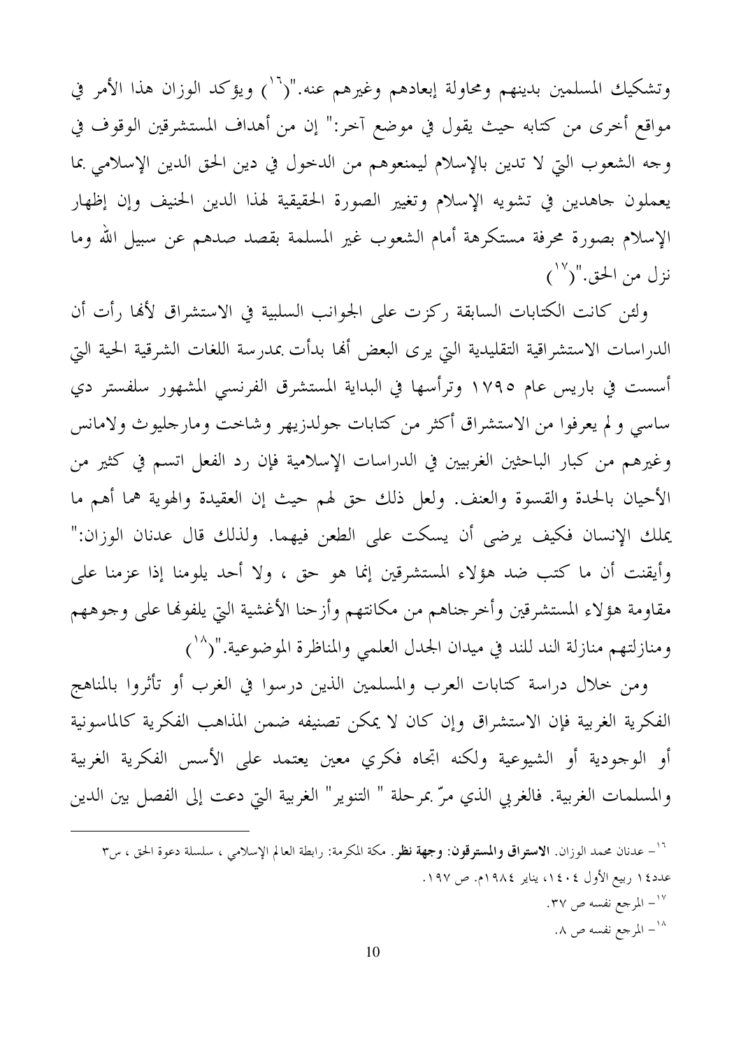وتشكيك المسلمين بدينهم ومحاولة إبعادهم وغيرهم عنه."([16]) ويؤكد الوزان هذا الأمر في مواقع أخرى من كتابه حيث يقول في موضع آخر:" إن من أهداف المستشرقين الوقوف في وجه الشعوب التي لا تدين بالإسلام ليمنعوهم من الدخول في دين الحق الدين الإسلامي بما يعملون جاهدين في تشويه الإسلام وتغيير الصورة الحقيقية لهذا الدين الحنيف وإن إظهار الإسلام بصورة محرفة مستكرهة أمام الشعوب غير المسلمة بقصد صدهم عن سبيل الله وما نزل من الحق."([17])

ولئن كانت الكتابات السابقة ركزت على الجوانب السلبية في الاستشراق لأنها رأت أن الدراسات الاستشراقية التقليدية التي يرى البعض أنها بدأت بمدرسة اللغات الشرقية الحية التي أسست في باريس عام ١٧٩٥ وترأسها في البداية المستشرق الفرنسي المشهور سلفستر دي ساسي و لم يعرفوا من الاستشراق أكثر من كتابات جولدزيهر وشاخت ومارجليوث ولامانس وغيرهم من كبار الباحثين الغربيين في الدراسات الإسلامية فإن رد الفعل اتسم في كثير من الأحيان بالحدة والقسوة والعنف. ولعل ذلك حق لهم حيث إن العقيدة والهوية هما أهم ما يملك الإنسان فكيف يرضى أن يسكت على الطعن فيهما. ولذلك قال عدنان الوزان:" وأيقنت أن ما كتب ضد هؤلاء المستشرقين إنما هو حق ، ولا أحد يلومنا إذا عزمنا على مقاومة هؤلاء المستشرقين وأخرجناهم من مكانتهم وأزحنا الأغشية التي يلفونها على وجوههم ومنازلتهم منازلة الند للند في ميدان الجدل العلمي والمناظرة الموضوعية."([18])

ومن خلال دراسة كتابات العرب والمسلمين الذين درسوا في الغرب أو تأثروا بالمناهج الفكرية الغربية فإن الاستشراق وإن كان لا يمكن تصنيفه ضمن المذاهب الفكرية كالماسونية أو الوجودية أو الشيوعية ولكنه اتجاه فكري معين يعتمد على الأسس الفكرية الغربية والمسلمات الغربية. فالغربي الذي مرّ بمرحلة " التنوير" الغربية التي دعت إلى الفصل بين الدين

---

[16]- عدنان محمد الوزان. **الاستراق والمسترقون: وجهة نظر**. مكة المكرمة: رابطة العالم الإسلامي ، سلسلة دعوة الحق ، س٣ عدد١٤ ربيع الأول ١٤٠٤، يناير ١٩٨٤م. ص ١٩٧.

[17]- المرجع نفسه ص ٣٧.

[18]- المرجع نفسه ص ٨.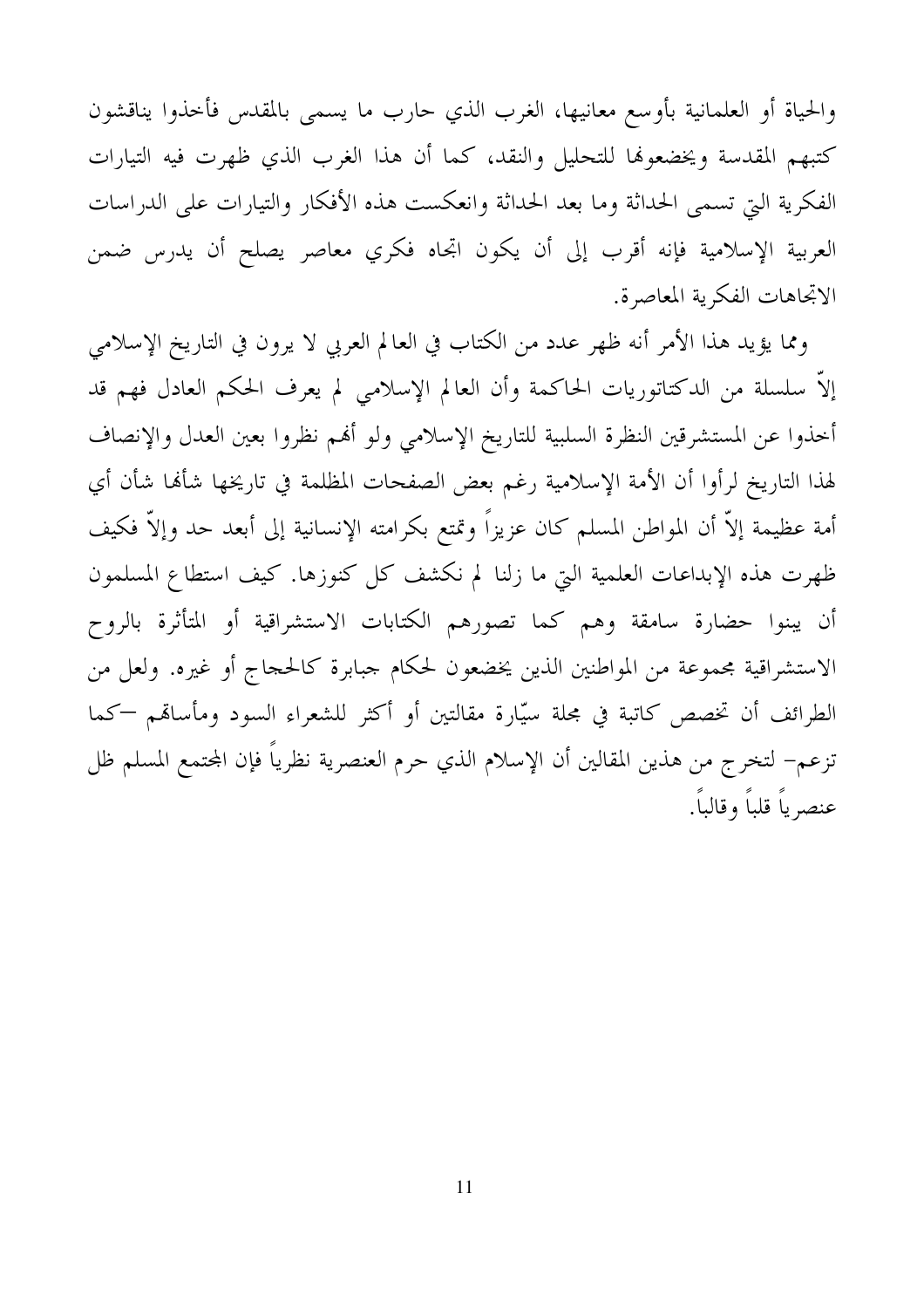والحياة أو العلمانية بأوسع معانيها، الغرب الذي حارب ما يسمى بالمقدس فأخذوا يناقشون كتبهم المقدسة ويخضعونها للتحليل والنقد، كما أن هذا الغرب الذي ظهرت فيه التيارات الفكرية التي تسمى الحداثة وما بعد الحداثة وانعكست هذه الأفكار والتيارات على الدراسات العربية الإسلامية فإنه أقرب إلى أن يكون اتجاه فكري معاصر يصلح أن يدرس ضمن الاتجاهات الفكرية المعاصرة.

ومما يؤيد هذا الأمر أنه ظهر عدد من الكتاب في العالم العربي لا يرون في التاريخ الإسلامي إلاّ سلسلة من الدكتاتوريات الحاكمة وأن العالم الإسلامي لم يعرف الحكم العادل فهم قد أخذوا عن المستشرقين النظرة السلبية للتاريخ الإسلامي ولو أنهم نظروا بعين العدل والإنصاف لهذا التاريخ لرأوا أن الأمة الإسلامية رغم بعض الصفحات المظلمة في تاريخها شأنها شأن أي أمة عظيمة إلاّ أن المواطن المسلم كان عزيزاً وتمتع بكرامته الإنسانية إلى أبعد حد وإلاّ فكيف ظهرت هذه الإبداعات العلمية التي ما زلنا لم نكشف كل كنوزها. كيف استطاع المسلمون أن يبنوا حضارة سامقة وهم كما تصورهم الكتابات الاستشراقية أو المتأثرة بالروح الاستشراقية مجموعة من المواطنين الذين يخضعون لحكام جبابرة كالحجاج أو غيره. ولعل من الطرائف أن تخصص كاتبة في مجلة سيّارة مقالتين أو أكثر للشعراء السود ومأساتهم –كما تزعم– لتخرج من هذين المقالين أن الإسلام الذي حرم العنصرية نظرياً فإن المجتمع المسلم ظل عنصرياً قلباً وقالباً.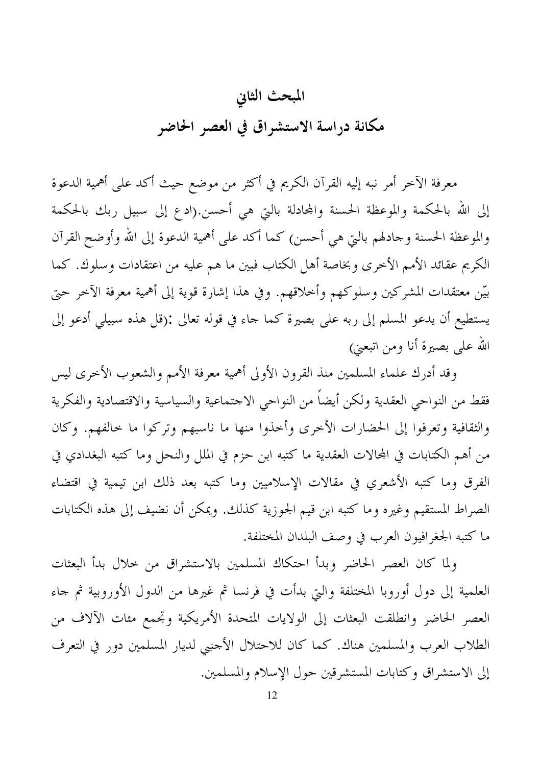## المبحث الثاني

## مكانة دراسة الاستشراق في العصر الحاضر

معرفة الآخر أمر نبه إليه القرآن الكريم في أكثر من موضع حيث أكد على أهمية الدعوة إلى الله بالحكمة والموعظة الحسنة والمجادلة بالتي هي أحسن.(ادع إلى سبيل ربك بالحكمة والموعظة الحسنة وجادلهم بالتي هي أحسن) كما أكد على أهمية الدعوة إلى الله وأوضح القرآن الكريم عقائد الأمم الأخرى وبخاصة أهل الكتاب فبين ما هم عليه من اعتقادات وسلوك. كما بيّن معتقدات المشركين وسلوكهم وأخلاقهم. وفي هذا إشارة قوية إلى أهمية معرفة الآخر حتى يستطيع أن يدعو المسلم إلى ربه على بصيرة كما جاء في قوله تعالى :(قل هذه سبيلي أدعو إلى الله على بصيرة أنا ومن اتبعني)

وقد أدرك علماء المسلمين منذ القرون الأولى أهمية معرفة الأمم والشعوب الأخرى ليس فقط من النواحي العقدية ولكن أيضاً من النواحي الاجتماعية والسياسية والاقتصادية والفكرية والثقافية وتعرفوا إلى الحضارات الأخرى وأخذوا منها ما ناسبهم وتركوا ما خالفهم. وكان من أهم الكتابات في المجالات العقدية ما كتبه ابن حزم في الملل والنحل وما كتبه البغدادي في الفرق وما كتبه الأشعري في مقالات الإسلاميين وما كتبه بعد ذلك ابن تيمية في اقتضاء الصراط المستقيم وغيره وما كتبه ابن قيم الجوزية كذلك. ويمكن أن نضيف إلى هذه الكتابات ما كتبه الجغرافيون العرب في وصف البلدان المختلفة.

ولما كان العصر الحاضر وبدأ احتكاك المسلمين بالاستشراق من خلال بدأ البعثات العلمية إلى دول أوروبا المختلفة والتي بدأت في فرنسا ثم غيرها من الدول الأوروبية ثم جاء العصر الحاضر وانطلقت البعثات إلى الولايات المتحدة الأمريكية وتجمع مئات الآلاف من الطلاب العرب والمسلمين هناك. كما كان للاحتلال الأجنبي لديار المسلمين دور في التعرف إلى الاستشراق وكتابات المستشرقين حول الإسلام والمسلمين.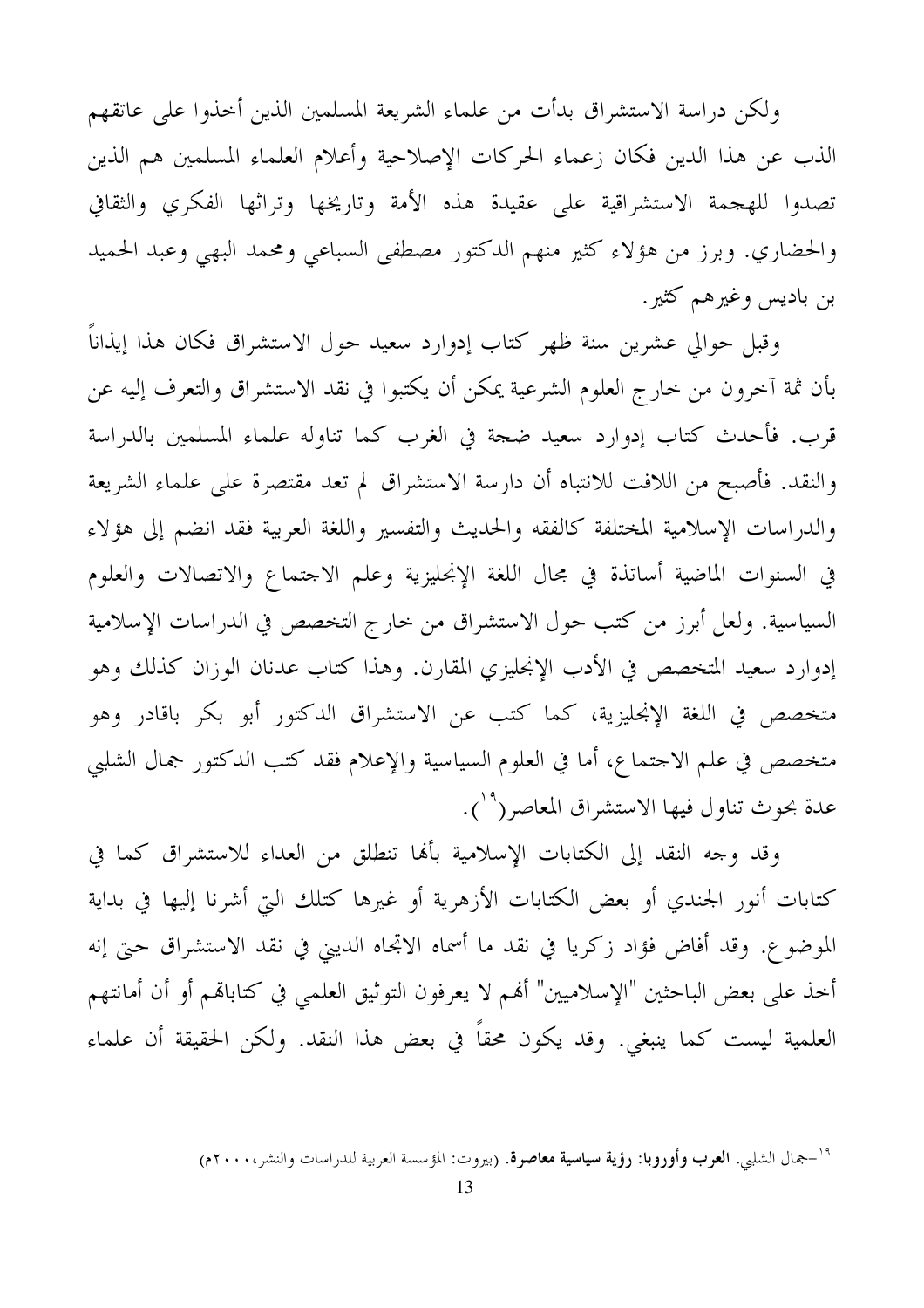ولكن دراسة الاستشراق بدأت من علماء الشريعة المسلمين الذين أخذوا على عاتقهم الذب عن هذا الدين فكان زعماء الحركات الإصلاحية وأعلام العلماء المسلمين هم الذين تصدوا للهجمة الاستشراقية على عقيدة هذه الأمة وتاريخها وتراثها الفكري والثقافي والحضاري. وبرز من هؤلاء كثير منهم الدكتور مصطفى السباعي ومحمد البهي وعبد الحميد بن باديس وغيرهم كثير.

وقبل حوالي عشرين سنة ظهر كتاب إدوارد سعيد حول الاستشراق فكان هذا إيذاناً بأن ثمة آخرون من خارج العلوم الشرعية يمكن أن يكتبوا في نقد الاستشراق والتعرف إليه عن قرب. فأحدث كتاب إدوارد سعيد ضجة في الغرب كما تناوله علماء المسلمين بالدراسة والنقد. فأصبح من اللافت للانتباه أن دارسة الاستشراق لم تعد مقتصرة على علماء الشريعة والدراسات الإسلامية المختلفة كالفقه والحديث والتفسير واللغة العربية فقد انضم إلى هؤلاء في السنوات الماضية أساتذة في مجال اللغة الإنجليزية وعلم الاجتماع والاتصالات والعلوم السياسية. ولعل أبرز من كتب حول الاستشراق من خارج التخصص في الدراسات الإسلامية إدوارد سعيد المتخصص في الأدب الإنجليزي المقارن. وهذا كتاب عدنان الوزان كذلك وهو متخصص في اللغة الإنجليزية، كما كتب عن الاستشراق الدكتور أبو بكر باقادر وهو متخصص في علم الاجتماع، أما في العلوم السياسية والإعلام فقد كتب الدكتور جمال الشلبي عدة بحوث تناول فيها الاستشراق المعاصر([19]).

وقد وجه النقد إلى الكتابات الإسلامية بأنها تنطلق من العداء للاستشراق كما في كتابات أنور الجندي أو بعض الكتابات الأزهرية أو غيرها كتلك التي أشرنا إليها في بداية الموضوع. وقد أفاض فؤاد زكريا في نقد ما أسماه الاتجاه الديني في نقد الاستشراق حتى إنه أخذ على بعض الباحثين "الإسلاميين" أنهم لا يعرفون التوثيق العلمي في كتاباتهم أو أن أمانتهم العلمية ليست كما ينبغي. وقد يكون محقاً في بعض هذا النقد. ولكن الحقيقة أن علماء

---

[19]- جمال الشلبي. **العرب وأوروبا: رؤية سياسية معاصرة**. (بيروت: المؤسسة العربية للدراسات والنشر، ٢٠٠٠م)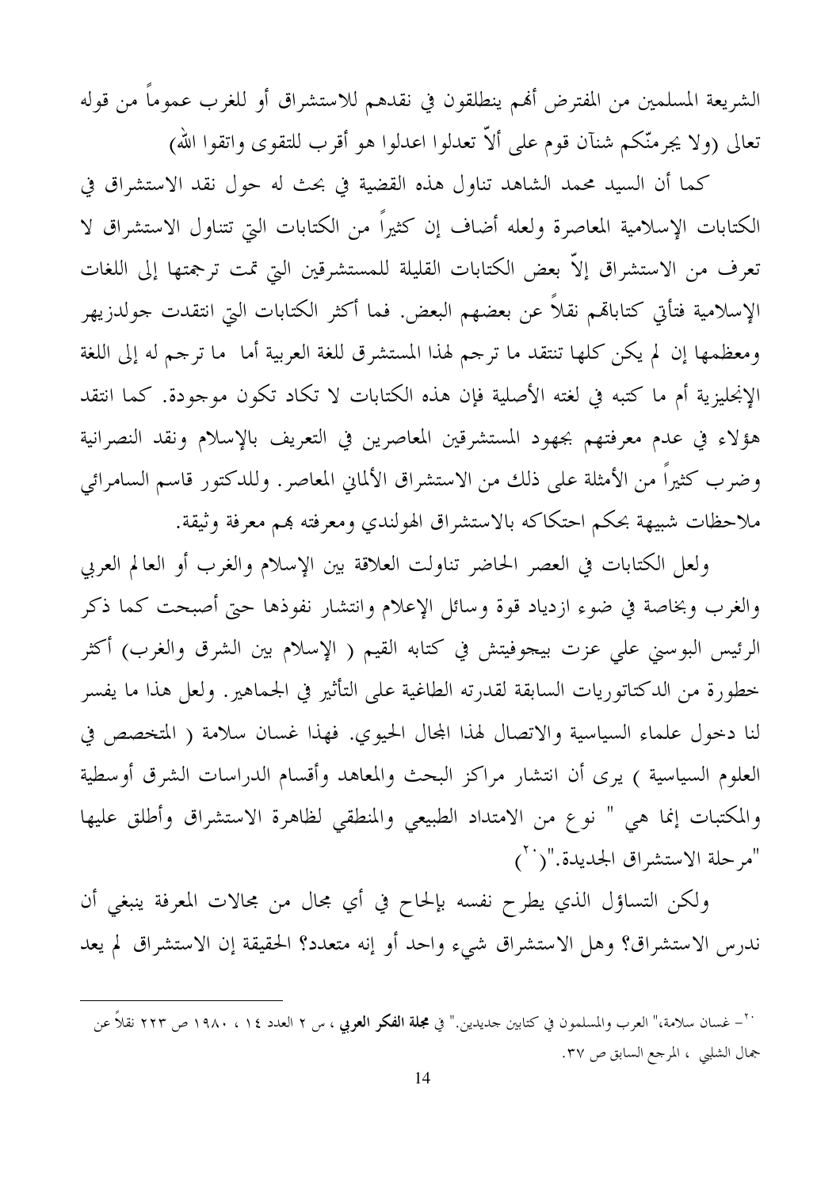الشريعة المسلمين من المفترض أنهم ينطلقون في نقدهم للاستشراق أو للغرب عموماً من قوله تعالى (ولا يجرمنّكم شنآن قوم على ألاّ تعدلوا اعدلوا هو أقرب للتقوى واتقوا الله)

كما أن السيد محمد الشاهد تناول هذه القضية في بحث له حول نقد الاستشراق في الكتابات الإسلامية المعاصرة ولعله أضاف إن كثيراً من الكتابات التي تتناول الاستشراق لا تعرف من الاستشراق إلاّ بعض الكتابات القليلة للمستشرقين التي تمت ترجمتها إلى اللغات الإسلامية فتأتي كتاباتهم نقلاً عن بعضهم البعض. فما أكثر الكتابات التي انتقدت جولدزيهر ومعظمها إن لم يكن كلها تنتقد ما ترجم لهذا المستشرق للغة العربية أما ما ترجم له إلى اللغة الإنجليزية أم ما كتبه في لغته الأصلية فإن هذه الكتابات لا تكاد تكون موجودة. كما انتقد هؤلاء في عدم معرفتهم بجهود المستشرقين المعاصرين في التعريف بالإسلام ونقد النصرانية وضرب كثيراً من الأمثلة على ذلك من الاستشراق الألماني المعاصر. وللدكتور قاسم السامرائي ملاحظات شبيهة بحكم احتكاكه بالاستشراق الهولندي ومعرفته بهم معرفة وثيقة.

ولعل الكتابات في العصر الحاضر تناولت العلاقة بين الإسلام والغرب أو العالم العربي والغرب وبخاصة في ضوء ازدياد قوة وسائل الإعلام وانتشار نفوذها حتى أصبحت كما ذكر الرئيس البوسني علي عزت بيجوفيتش في كتابه القيم ( الإسلام بين الشرق والغرب) أكثر خطورة من الدكتاتوريات السابقة لقدرته الطاغية على التأثير في الجماهير. ولعل هذا ما يفسر لنا دخول علماء السياسية والاتصال لهذا المجال الحيوي. فهذا غسان سلامة ( المتخصص في العلوم السياسية ) يرى أن انتشار مراكز البحث والمعاهد وأقسام الدراسات الشرق أوسطية والمكتبات إنما هي " نوع من الامتداد الطبيعي والمنطقي لظاهرة الاستشراق وأطلق عليها "مرحلة الاستشراق الجديدة."[٢٠]

ولكن التساؤل الذي يطرح نفسه بإلحاح في أي مجال من مجالات المعرفة ينبغي أن ندرس الاستشراق؟ وهل الاستشراق شيء واحد أو إنه متعدد؟ الحقيقة إن الاستشراق لم يعد

---

[٢٠]– غسان سلامة،" العرب والمسلمون في كتابين جديدين." في **مجلة الفكر العربي** ، س ٢ العدد ١٤ ، ١٩٨٠ ص ٢٢٣ نقلاً عن جمال الشلبي ، المرجع السابق ص ٣٧.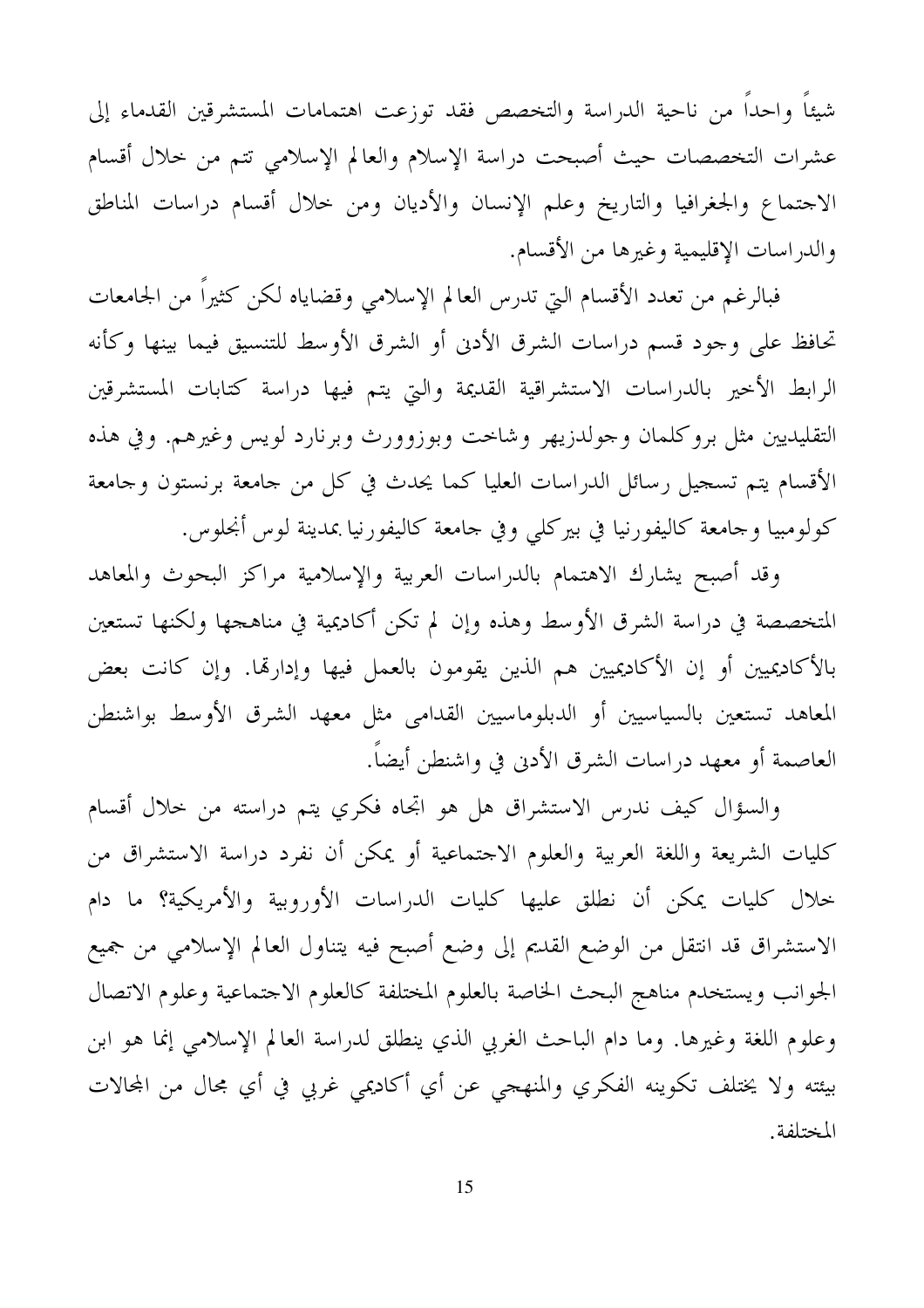شيئاً واحداً من ناحية الدراسة والتخصص فقد توزعت اهتمامات المستشرقين القدماء إلى عشرات التخصصات حيث أصبحت دراسة الإسلام والعالم الإسلامي تتم من خلال أقسام الاجتماع والجغرافيا والتاريخ وعلم الإنسان والأديان ومن خلال أقسام دراسات المناطق والدراسات الإقليمية وغيرها من الأقسام.

فبالرغم من تعدد الأقسام التي تدرس العالم الإسلامي وقضاياه لكن كثيراً من الجامعات تحافظ على وجود قسم دراسات الشرق الأدنى أو الشرق الأوسط للتنسيق فيما بينها وكأنه الرابط الأخير بالدراسات الاستشراقية القديمة والتي يتم فيها دراسة كتابات المستشرقين التقليديين مثل بروكلمان وجولدزيهر وشاخت وبوزوورث وبرنارد لويس وغيرهم. وفي هذه الأقسام يتم تسجيل رسائل الدراسات العليا كما يحدث في كل من جامعة برنستون وجامعة كولومبيا وجامعة كاليفورنيا في بيركلي وفي جامعة كاليفورنيا بمدينة لوس أنجلوس.

وقد أصبح يشارك الاهتمام بالدراسات العربية والإسلامية مراكز البحوث والمعاهد المتخصصة في دراسة الشرق الأوسط وهذه وإن لم تكن أكاديمية في مناهجها ولكنها تستعين بالأكاديميين أو إن الأكاديميين هم الذين يقومون بالعمل فيها وإدارتها. وإن كانت بعض المعاهد تستعين بالسياسيين أو الدبلوماسيين القدامى مثل معهد الشرق الأوسط بواشنطن العاصمة أو معهد دراسات الشرق الأدنى في واشنطن أيضاً.

والسؤال كيف ندرس الاستشراق هل هو اتجاه فكري يتم دراسته من خلال أقسام كليات الشريعة واللغة العربية والعلوم الاجتماعية أو يمكن أن نفرد دراسة الاستشراق من خلال كليات يمكن أن نطلق عليها كليات الدراسات الأوروبية والأمريكية؟ ما دام الاستشراق قد انتقل من الوضع القديم إلى وضع أصبح فيه يتناول العالم الإسلامي من جميع الجوانب ويستخدم مناهج البحث الخاصة بالعلوم المختلفة كالعلوم الاجتماعية وعلوم الاتصال وعلوم اللغة وغيرها. وما دام الباحث الغربي الذي ينطلق لدراسة العالم الإسلامي إنما هو ابن بيئته ولا يختلف تكوينه الفكري والمنهجي عن أي أكاديمي غربي في أي مجال من المجالات المختلفة.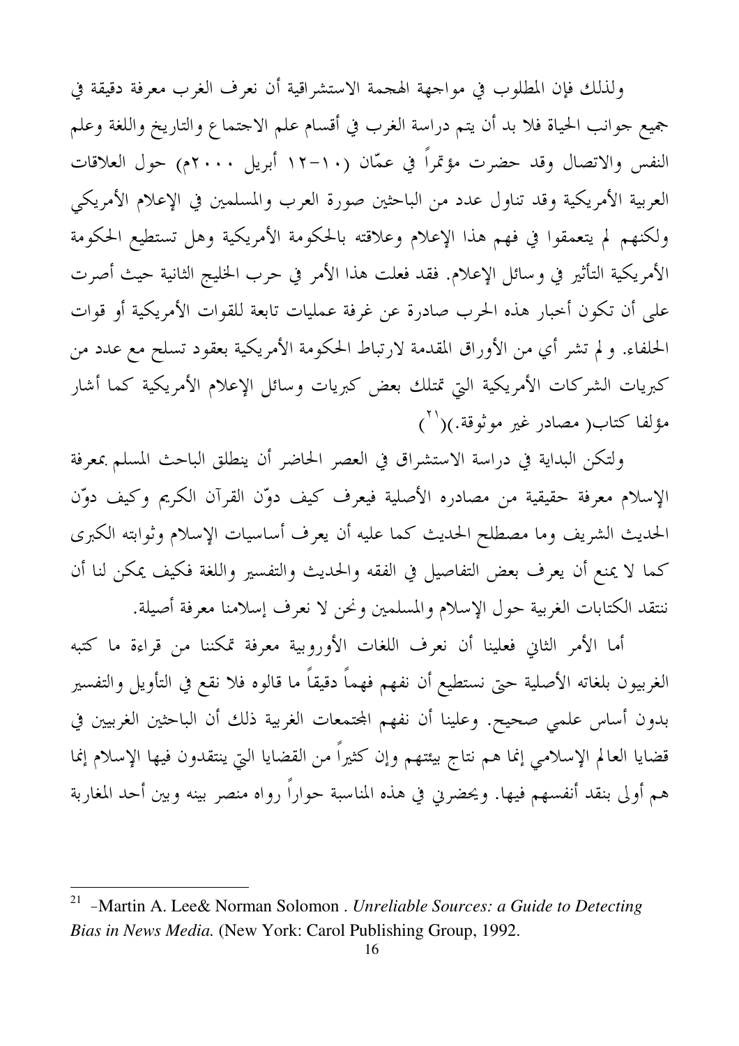ولذلك فإن المطلوب في مواجهة الهجمة الاستشراقية أن نعرف الغرب معرفة دقيقة في جميع جوانب الحياة فلا بد أن يتم دراسة الغرب في أقسام علم الاجتماع والتاريخ واللغة وعلم النفس والاتصال وقد حضرت مؤتمراً في عمّان (١٠-١٢ أبريل ٢٠٠٠م) حول العلاقات العربية الأمريكية وقد تناول عدد من الباحثين صورة العرب والمسلمين في الإعلام الأمريكي ولكنهم لم يتعمقوا في فهم هذا الإعلام وعلاقته بالحكومة الأمريكية وهل تستطيع الحكومة الأمريكية التأثير في وسائل الإعلام. فقد فعلت هذا الأمر في حرب الخليج الثانية حيث أصرت على أن تكون أخبار هذه الحرب صادرة عن غرفة عمليات تابعة للقوات الأمريكية أو قوات الحلفاء. ولم تشر أي من الأوراق المقدمة لارتباط الحكومة الأمريكية بعقود تسلح مع عدد من كبريات الشركات الأمريكية التي تمتلك بعض كبريات وسائل الإعلام الأمريكية كما أشار مؤلفا كتاب( مصادر غير موثوقة.)([21])

ولتكن البداية في دراسة الاستشراق في العصر الحاضر أن ينطلق الباحث المسلم بمعرفة الإسلام معرفة حقيقية من مصادره الأصلية فيعرف كيف دوّن القرآن الكريم وكيف دوّن الحديث الشريف وما مصطلح الحديث كما عليه أن يعرف أساسيات الإسلام وثوابته الكبرى كما لا يمنع أن يعرف بعض التفاصيل في الفقه والحديث والتفسير واللغة فكيف يمكن لنا أن ننتقد الكتابات الغربية حول الإسلام والمسلمين ونحن لا نعرف إسلامنا معرفة أصيلة.

أما الأمر الثاني فعلينا أن نعرف اللغات الأوروبية معرفة تمكننا من قراءة ما كتبه الغربيون بلغاته الأصلية حتى نستطيع أن نفهم فهماً دقيقاً ما قالوه فلا نقع في التأويل والتفسير بدون أساس علمي صحيح. وعلينا أن نفهم المجتمعات الغربية ذلك أن الباحثين الغربيين في قضايا العالم الإسلامي إنما هم نتاج بيئتهم وإن كثيراً من القضايا التي ينتقدون فيها الإسلام إنما هم أولى بنقد أنفسهم فيها. ويحضرني في هذه المناسبة حواراً رواه منصر بينه وبين أحد المغاربة

---

[21] -Martin A. Lee& Norman Solomon . *Unreliable Sources: a Guide to Detecting Bias in News Media.* (New York: Carol Publishing Group, 1992.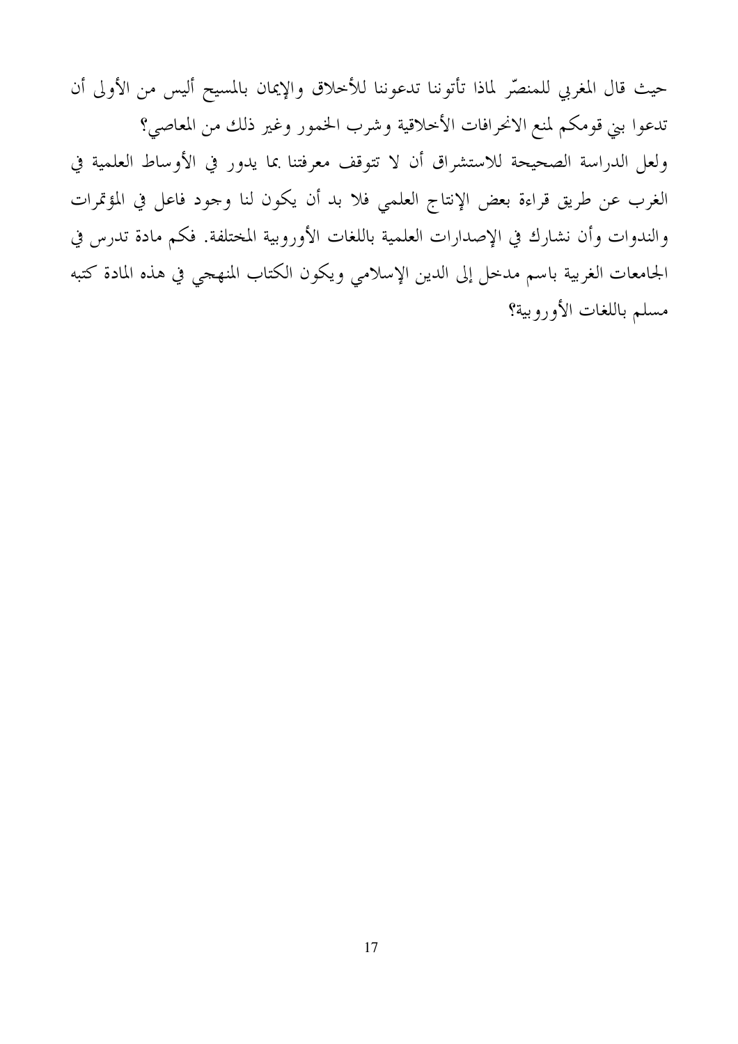حيث قال المغربي للمنصّر لماذا تأتوننا تدعوننا للأخلاق والإيمان بالمسيح أليس من الأولى أن تدعوا بني قومكم لمنع الانحرافات الأخلاقية وشرب الخمور وغير ذلك من المعاصي؟

ولعل الدراسة الصحيحة للاستشراق أن لا تتوقف معرفتنا بما يدور في الأوساط العلمية في الغرب عن طريق قراءة بعض الإنتاج العلمي فلا بد أن يكون لنا وجود فاعل في المؤتمرات والندوات وأن نشارك في الإصدارات العلمية باللغات الأوروبية المختلفة. فكم مادة تدرس في الجامعات الغربية باسم مدخل إلى الدين الإسلامي ويكون الكتاب المنهجي في هذه المادة كتبه مسلم باللغات الأوروبية؟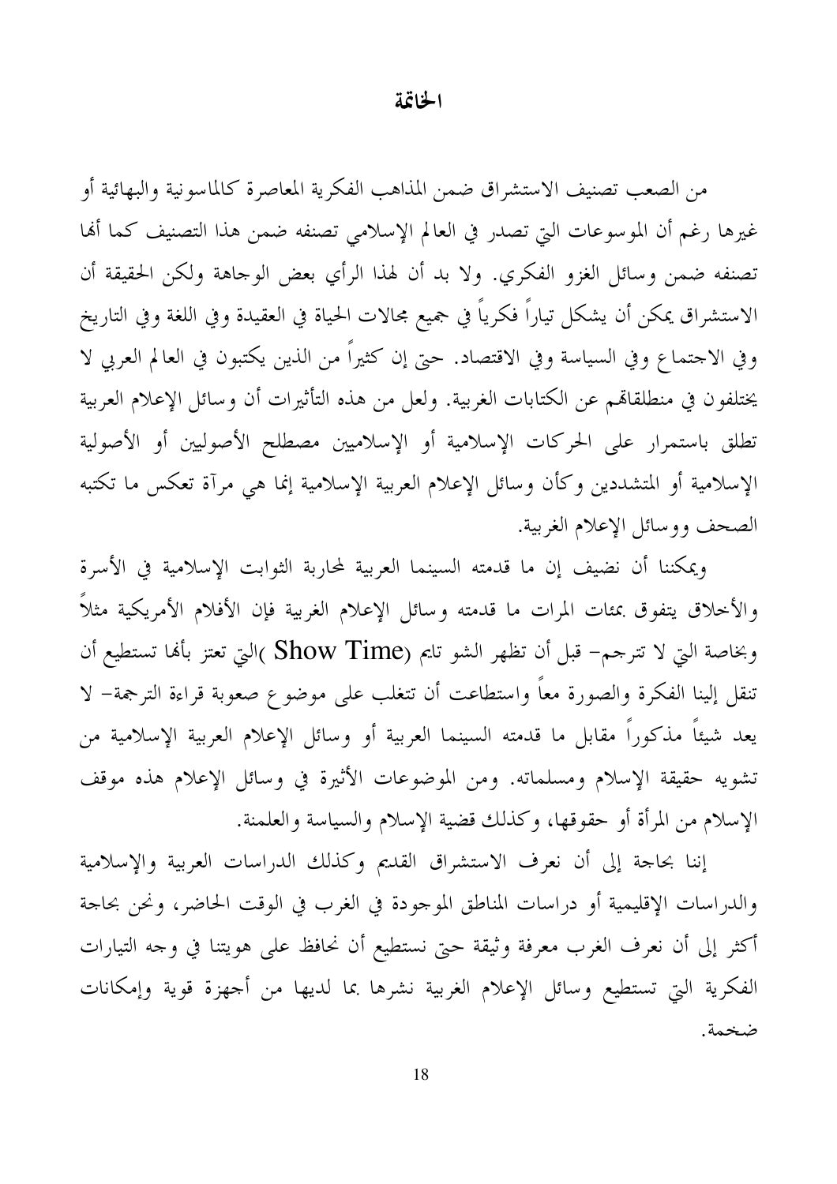# الخاتمة

من الصعب تصنيف الاستشراق ضمن المذاهب الفكرية المعاصرة كالماسونية والبهائية أو غيرها رغم أن الموسوعات التي تصدر في العالم الإسلامي تصنفه ضمن هذا التصنيف كما أنها تصنفه ضمن وسائل الغزو الفكري. ولا بد أن لهذا الرأي بعض الوجاهة ولكن الحقيقة أن الاستشراق يمكن أن يشكل تياراً فكرياً في جميع مجالات الحياة في العقيدة وفي اللغة وفي التاريخ وفي الاجتماع وفي السياسة وفي الاقتصاد. حتى إن كثيراً من الذين يكتبون في العالم العربي لا يختلفون في منطلقاتهم عن الكتابات الغربية. ولعل من هذه التأثيرات أن وسائل الإعلام العربية تطلق باستمرار على الحركات الإسلامية أو الإسلاميين مصطلح الأصوليين أو الأصولية الإسلامية أو المتشددين وكأن وسائل الإعلام العربية الإسلامية إنما هي مرآة تعكس ما تكتبه الصحف ووسائل الإعلام الغربية.

ويمكننا أن نضيف إن ما قدمته السينما العربية لمحاربة الثوابت الإسلامية في الأسرة والأخلاق يتفوق بمئات المرات ما قدمته وسائل الإعلام الغربية فإن الأفلام الأمريكية مثلاً وبخاصة التي لا تترجم- قبل أن تظهر الشو تايم (Show Time) التي تعتز بأنها تستطيع أن تنقل إلينا الفكرة والصورة معاً واستطاعت أن تتغلب على موضوع صعوبة قراءة الترجمة- لا يعد شيئاً مذكوراً مقابل ما قدمته السينما العربية أو وسائل الإعلام العربية الإسلامية من تشويه حقيقة الإسلام ومسلماته. ومن الموضوعات الأثيرة في وسائل الإعلام هذه موقف الإسلام من المرأة أو حقوقها، وكذلك قضية الإسلام والسياسة والعلمنة.

إننا بحاجة إلى أن نعرف الاستشراق القديم وكذلك الدراسات العربية والإسلامية والدراسات الإقليمية أو دراسات المناطق الموجودة في الغرب في الوقت الحاضر، ونحن بحاجة أكثر إلى أن نعرف الغرب معرفة وثيقة حتى نستطيع أن نحافظ على هويتنا في وجه التيارات الفكرية التي تستطيع وسائل الإعلام الغربية نشرها بما لديها من أجهزة قوية وإمكانات ضخمة.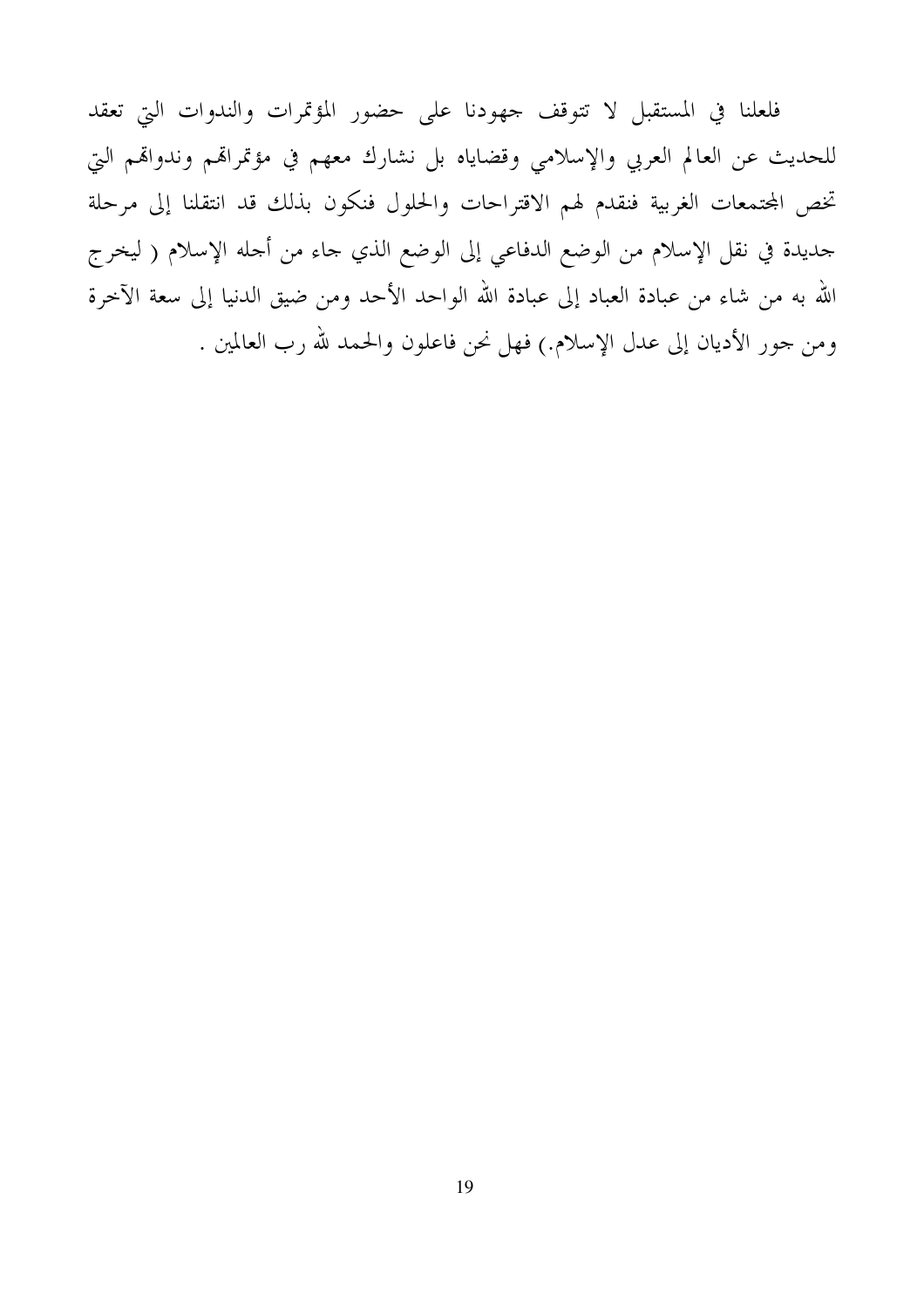فلعلنا في المستقبل لا تتوقف جهودنا على حضور المؤتمرات والندوات التي تعقد للحديث عن العالم العربي والإسلامي وقضاياه بل نشارك معهم في مؤتمراتهم وندواتهم التي تخص المجتمعات الغربية فنقدم لهم الاقتراحات والحلول فنكون بذلك قد انتقلنا إلى مرحلة جديدة في نقل الإسلام من الوضع الدفاعي إلى الوضع الذي جاء من أجله الإسلام ( ليخرج الله به من شاء من عبادة العباد إلى عبادة الله الواحد الأحد ومن ضيق الدنيا إلى سعة الآخرة ومن جور الأديان إلى عدل الإسلام.) فهل نحن فاعلون والحمد لله رب العالمين .